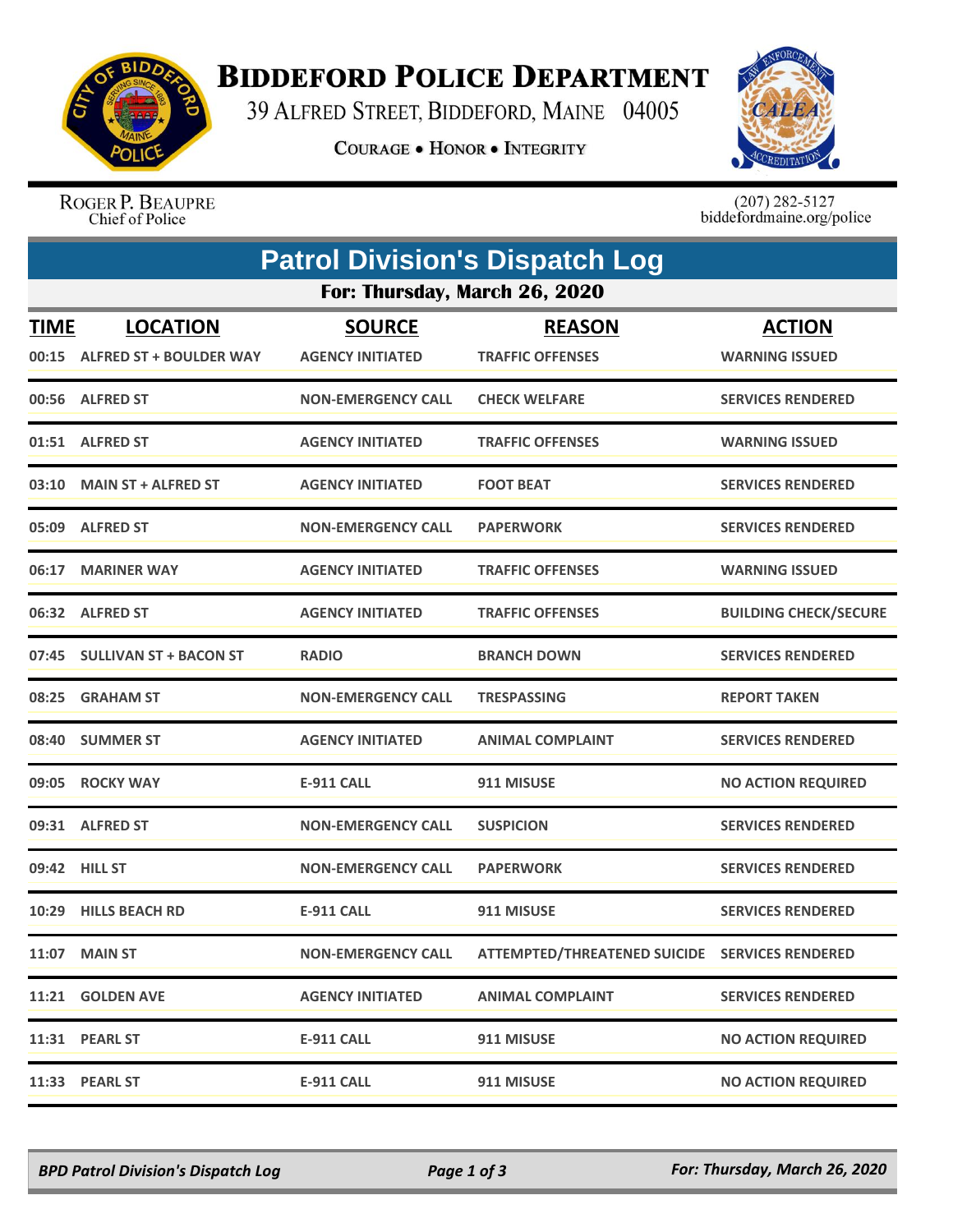# Biddeford Police Department

39 Alfred Street, Biddeford, Maine 04005

**Courage • Honor • Integrity**

Roger P. Beaupre
Chief of Police

(207) 282-5127
biddefordmaine.org/police

## Patrol Division's Dispatch Log

### For: Thursday, March 26, 2020

| TIME | LOCATION | SOURCE | REASON | ACTION |
|---|---|---|---|---|
| 00:15 | ALFRED ST + BOULDER WAY | AGENCY INITIATED | TRAFFIC OFFENSES | WARNING ISSUED |
| 00:56 | ALFRED ST | NON-EMERGENCY CALL | CHECK WELFARE | SERVICES RENDERED |
| 01:51 | ALFRED ST | AGENCY INITIATED | TRAFFIC OFFENSES | WARNING ISSUED |
| 03:10 | MAIN ST + ALFRED ST | AGENCY INITIATED | FOOT BEAT | SERVICES RENDERED |
| 05:09 | ALFRED ST | NON-EMERGENCY CALL | PAPERWORK | SERVICES RENDERED |
| 06:17 | MARINER WAY | AGENCY INITIATED | TRAFFIC OFFENSES | WARNING ISSUED |
| 06:32 | ALFRED ST | AGENCY INITIATED | TRAFFIC OFFENSES | BUILDING CHECK/SECURE |
| 07:45 | SULLIVAN ST + BACON ST | RADIO | BRANCH DOWN | SERVICES RENDERED |
| 08:25 | GRAHAM ST | NON-EMERGENCY CALL | TRESPASSING | REPORT TAKEN |
| 08:40 | SUMMER ST | AGENCY INITIATED | ANIMAL COMPLAINT | SERVICES RENDERED |
| 09:05 | ROCKY WAY | E-911 CALL | 911 MISUSE | NO ACTION REQUIRED |
| 09:31 | ALFRED ST | NON-EMERGENCY CALL | SUSPICION | SERVICES RENDERED |
| 09:42 | HILL ST | NON-EMERGENCY CALL | PAPERWORK | SERVICES RENDERED |
| 10:29 | HILLS BEACH RD | E-911 CALL | 911 MISUSE | SERVICES RENDERED |
| 11:07 | MAIN ST | NON-EMERGENCY CALL | ATTEMPTED/THREATENED SUICIDE | SERVICES RENDERED |
| 11:21 | GOLDEN AVE | AGENCY INITIATED | ANIMAL COMPLAINT | SERVICES RENDERED |
| 11:31 | PEARL ST | E-911 CALL | 911 MISUSE | NO ACTION REQUIRED |
| 11:33 | PEARL ST | E-911 CALL | 911 MISUSE | NO ACTION REQUIRED |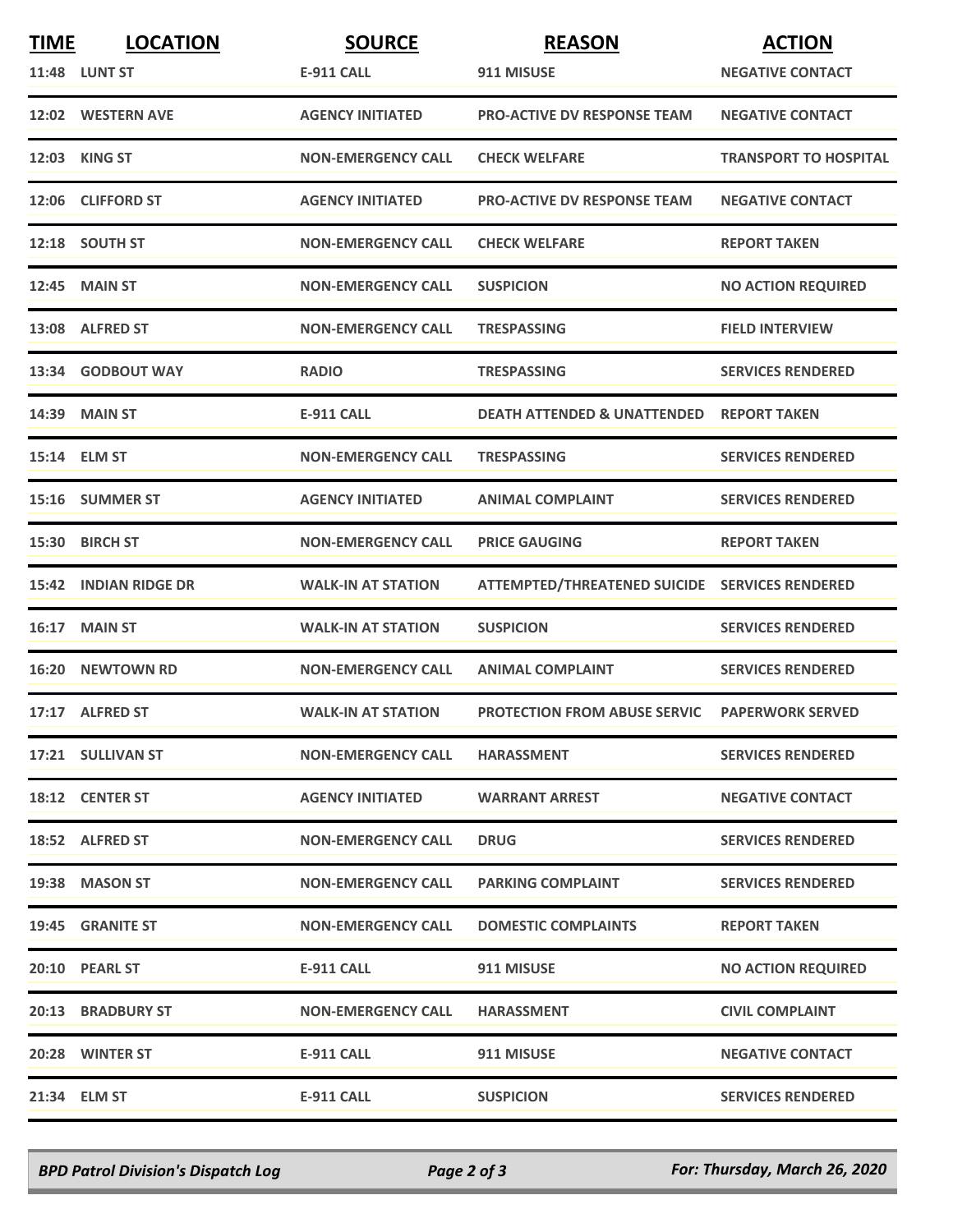| TIME | LOCATION | SOURCE | REASON | ACTION |
| --- | --- | --- | --- | --- |
| 11:48 | LUNT ST | E-911 CALL | 911 MISUSE | NEGATIVE CONTACT |
| 12:02 | WESTERN AVE | AGENCY INITIATED | PRO-ACTIVE DV RESPONSE TEAM | NEGATIVE CONTACT |
| 12:03 | KING ST | NON-EMERGENCY CALL | CHECK WELFARE | TRANSPORT TO HOSPITAL |
| 12:06 | CLIFFORD ST | AGENCY INITIATED | PRO-ACTIVE DV RESPONSE TEAM | NEGATIVE CONTACT |
| 12:18 | SOUTH ST | NON-EMERGENCY CALL | CHECK WELFARE | REPORT TAKEN |
| 12:45 | MAIN ST | NON-EMERGENCY CALL | SUSPICION | NO ACTION REQUIRED |
| 13:08 | ALFRED ST | NON-EMERGENCY CALL | TRESPASSING | FIELD INTERVIEW |
| 13:34 | GODBOUT WAY | RADIO | TRESPASSING | SERVICES RENDERED |
| 14:39 | MAIN ST | E-911 CALL | DEATH ATTENDED & UNATTENDED | REPORT TAKEN |
| 15:14 | ELM ST | NON-EMERGENCY CALL | TRESPASSING | SERVICES RENDERED |
| 15:16 | SUMMER ST | AGENCY INITIATED | ANIMAL COMPLAINT | SERVICES RENDERED |
| 15:30 | BIRCH ST | NON-EMERGENCY CALL | PRICE GAUGING | REPORT TAKEN |
| 15:42 | INDIAN RIDGE DR | WALK-IN AT STATION | ATTEMPTED/THREATENED SUICIDE | SERVICES RENDERED |
| 16:17 | MAIN ST | WALK-IN AT STATION | SUSPICION | SERVICES RENDERED |
| 16:20 | NEWTOWN RD | NON-EMERGENCY CALL | ANIMAL COMPLAINT | SERVICES RENDERED |
| 17:17 | ALFRED ST | WALK-IN AT STATION | PROTECTION FROM ABUSE SERVIC | PAPERWORK SERVED |
| 17:21 | SULLIVAN ST | NON-EMERGENCY CALL | HARASSMENT | SERVICES RENDERED |
| 18:12 | CENTER ST | AGENCY INITIATED | WARRANT ARREST | NEGATIVE CONTACT |
| 18:52 | ALFRED ST | NON-EMERGENCY CALL | DRUG | SERVICES RENDERED |
| 19:38 | MASON ST | NON-EMERGENCY CALL | PARKING COMPLAINT | SERVICES RENDERED |
| 19:45 | GRANITE ST | NON-EMERGENCY CALL | DOMESTIC COMPLAINTS | REPORT TAKEN |
| 20:10 | PEARL ST | E-911 CALL | 911 MISUSE | NO ACTION REQUIRED |
| 20:13 | BRADBURY ST | NON-EMERGENCY CALL | HARASSMENT | CIVIL COMPLAINT |
| 20:28 | WINTER ST | E-911 CALL | 911 MISUSE | NEGATIVE CONTACT |
| 21:34 | ELM ST | E-911 CALL | SUSPICION | SERVICES RENDERED |

*BPD Patrol Division's Dispatch Log* — *For: Thursday, March 26, 2020*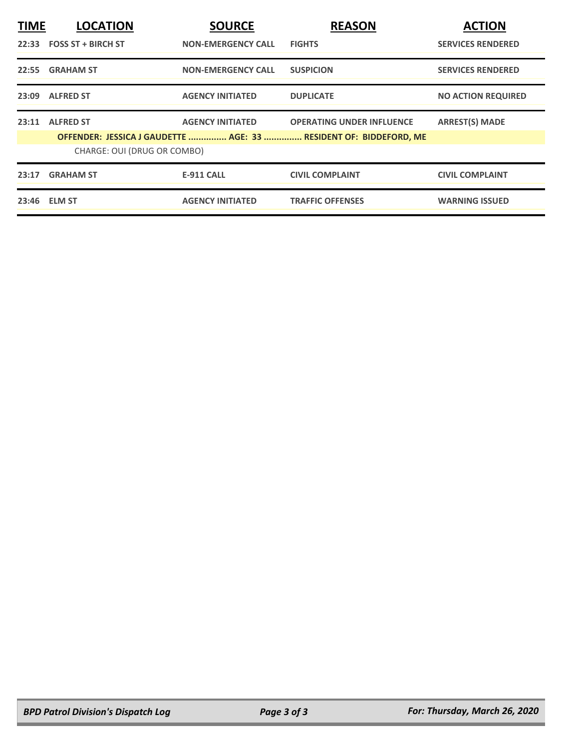| TIME | LOCATION | SOURCE | REASON | ACTION |
| --- | --- | --- | --- | --- |
| 22:33 | FOSS ST + BIRCH ST | NON-EMERGENCY CALL | FIGHTS | SERVICES RENDERED |
| 22:55 | GRAHAM ST | NON-EMERGENCY CALL | SUSPICION | SERVICES RENDERED |
| 23:09 | ALFRED ST | AGENCY INITIATED | DUPLICATE | NO ACTION REQUIRED |
| 23:11 | ALFRED ST | AGENCY INITIATED | OPERATING UNDER INFLUENCE | ARREST(S) MADE |
| | OFFENDER: JESSICA J GAUDETTE ............... AGE: 33 ............... RESIDENT OF: BIDDEFORD, ME | | | |
| | CHARGE: OUI (DRUG OR COMBO) | | | |
| 23:17 | GRAHAM ST | E-911 CALL | CIVIL COMPLAINT | CIVIL COMPLAINT |
| 23:46 | ELM ST | AGENCY INITIATED | TRAFFIC OFFENSES | WARNING ISSUED |